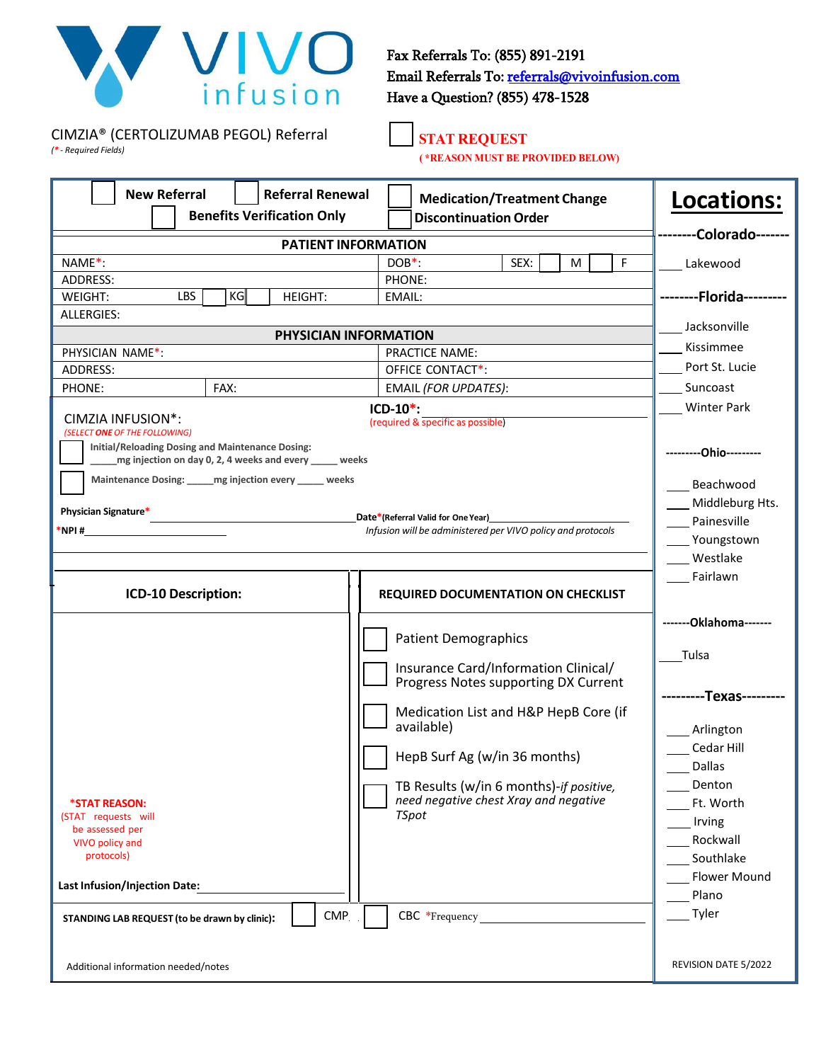VIVO infusion

Fax Referrals To: (855) 891-2191
Email Referrals To: referrals@vivoinfusion.com
Have a Question? (855) 478-1528

CIMZIA® (CERTOLIZUMAB PEGOL) Referral
*(* - Required Fields)*

☐ **STAT REQUEST**
**( *REASON MUST BE PROVIDED BELOW)**

☐ **New Referral** ☐ **Referral Renewal** ☐ **Benefits Verification Only** ☐ **Medication/Treatment Change** ☐ **Discontinuation Order**

**PATIENT INFORMATION**

| | |
|---|---|
| NAME*: | DOB*: SEX: ☐ M ☐ F |
| ADDRESS: | PHONE: |
| WEIGHT: LBS ☐ KG ☐ HEIGHT: | EMAIL: |
| ALLERGIES: | |

**PHYSICIAN INFORMATION**

| | |
|---|---|
| PHYSICIAN NAME*: | PRACTICE NAME: |
| ADDRESS: | OFFICE CONTACT*: |
| PHONE: FAX: | EMAIL *(FOR UPDATES)*: |

CIMZIA INFUSION*:
*(SELECT ONE OF THE FOLLOWING)*

**ICD-10*:** ____________________
(required & specific as possible)

☐ **Initial/Reloading Dosing and Maintenance Dosing:** _____mg injection on day 0, 2, 4 weeks and every _____ weeks

☐ **Maintenance Dosing:** _____mg injection every _____ weeks

**Physician Signature*** ____________________ **Date*(Referral Valid for One Year)** ____________________

***NPI #** ____________________

*Infusion will be administered per VIVO policy and protocols*

**ICD-10 Description:**

**REQUIRED DOCUMENTATION ON CHECKLIST**

☐ Patient Demographics
☐ Insurance Card/Information Clinical/ Progress Notes supporting DX Current
☐ Medication List and H&P HepB Core (if available)
☐ HepB Surf Ag (w/in 36 months)
☐ TB Results (w/in 6 months)-*if positive, need negative chest Xray and negative TSpot*

***STAT REASON:**
(STAT requests will be assessed per VIVO policy and protocols)

**Last Infusion/Injection Date:** ____________________

**STANDING LAB REQUEST (to be drawn by clinic):** ☐ CMP ☐ CBC *Frequency ____________________

Additional information needed/notes

## Locations:

**--------Colorado-------**
____ Lakewood

**--------Florida---------**
____ Jacksonville
____ Kissimmee
____ Port St. Lucie
____ Suncoast
____ Winter Park

**---------Ohio---------**
____ Beachwood
____ Middleburg Hts.
____ Painesville
____ Youngstown
____ Westlake
____ Fairlawn

**-------Oklahoma-------**
____ Tulsa

**---------Texas---------**
____ Arlington
____ Cedar Hill
____ Dallas
____ Denton
____ Ft. Worth
____ Irving
____ Rockwall
____ Southlake
____ Flower Mound
____ Plano
____ Tyler

REVISION DATE 5/2022